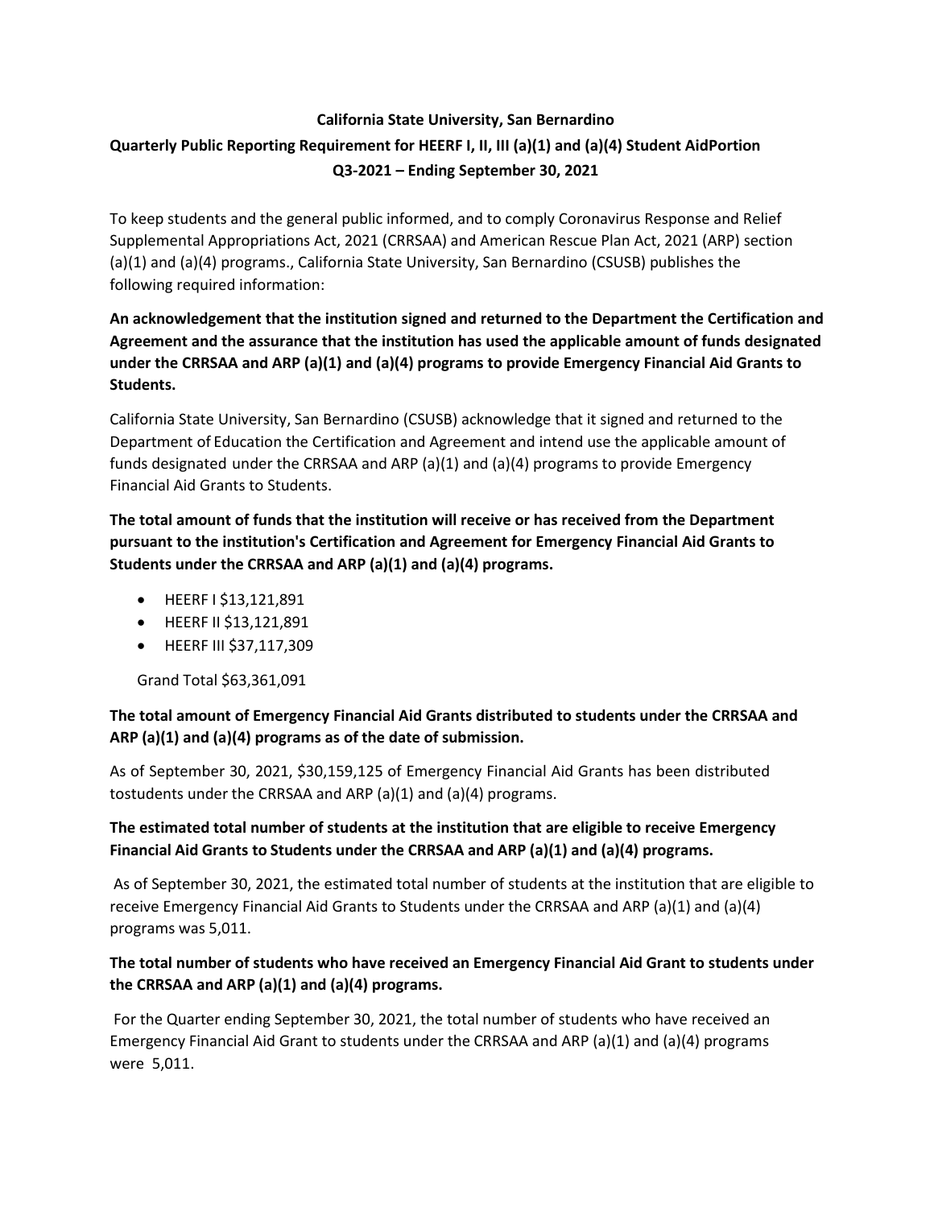**California State University, San Bernardino**

**Quarterly Public Reporting Requirement for HEERF I, II, III (a)(1) and (a)(4) Student AidPortion**

**Q3-2021 – Ending September 30, 2021**

To keep students and the general public informed, and to comply Coronavirus Response and Relief Supplemental Appropriations Act, 2021 (CRRSAA) and American Rescue Plan Act, 2021 (ARP) section (a)(1) and (a)(4) programs., California State University, San Bernardino (CSUSB) publishes the following required information:

**An acknowledgement that the institution signed and returned to the Department the Certification and Agreement and the assurance that the institution has used the applicable amount of funds designated under the CRRSAA and ARP (a)(1) and (a)(4) programs to provide Emergency Financial Aid Grants to Students.**

California State University, San Bernardino (CSUSB) acknowledge that it signed and returned to the Department of Education the Certification and Agreement and intend use the applicable amount of funds designated under the CRRSAA and ARP (a)(1) and (a)(4) programs to provide Emergency Financial Aid Grants to Students.

**The total amount of funds that the institution will receive or has received from the Department pursuant to the institution's Certification and Agreement for Emergency Financial Aid Grants to Students under the CRRSAA and ARP (a)(1) and (a)(4) programs.**

- HEERF I $13,121,891
- HEERF II $13,121,891
- HEERF III $37,117,309

Grand Total $63,361,091

**The total amount of Emergency Financial Aid Grants distributed to students under the CRRSAA and ARP (a)(1) and (a)(4) programs as of the date of submission.**

As of September 30, 2021, $30,159,125 of Emergency Financial Aid Grants has been distributed tostudents under the CRRSAA and ARP (a)(1) and (a)(4) programs.

**The estimated total number of students at the institution that are eligible to receive Emergency Financial Aid Grants to Students under the CRRSAA and ARP (a)(1) and (a)(4) programs.**

As of September 30, 2021, the estimated total number of students at the institution that are eligible to receive Emergency Financial Aid Grants to Students under the CRRSAA and ARP (a)(1) and (a)(4) programs was 5,011.

**The total number of students who have received an Emergency Financial Aid Grant to students under the CRRSAA and ARP (a)(1) and (a)(4) programs.**

For the Quarter ending September 30, 2021, the total number of students who have received an Emergency Financial Aid Grant to students under the CRRSAA and ARP (a)(1) and (a)(4) programs were 5,011.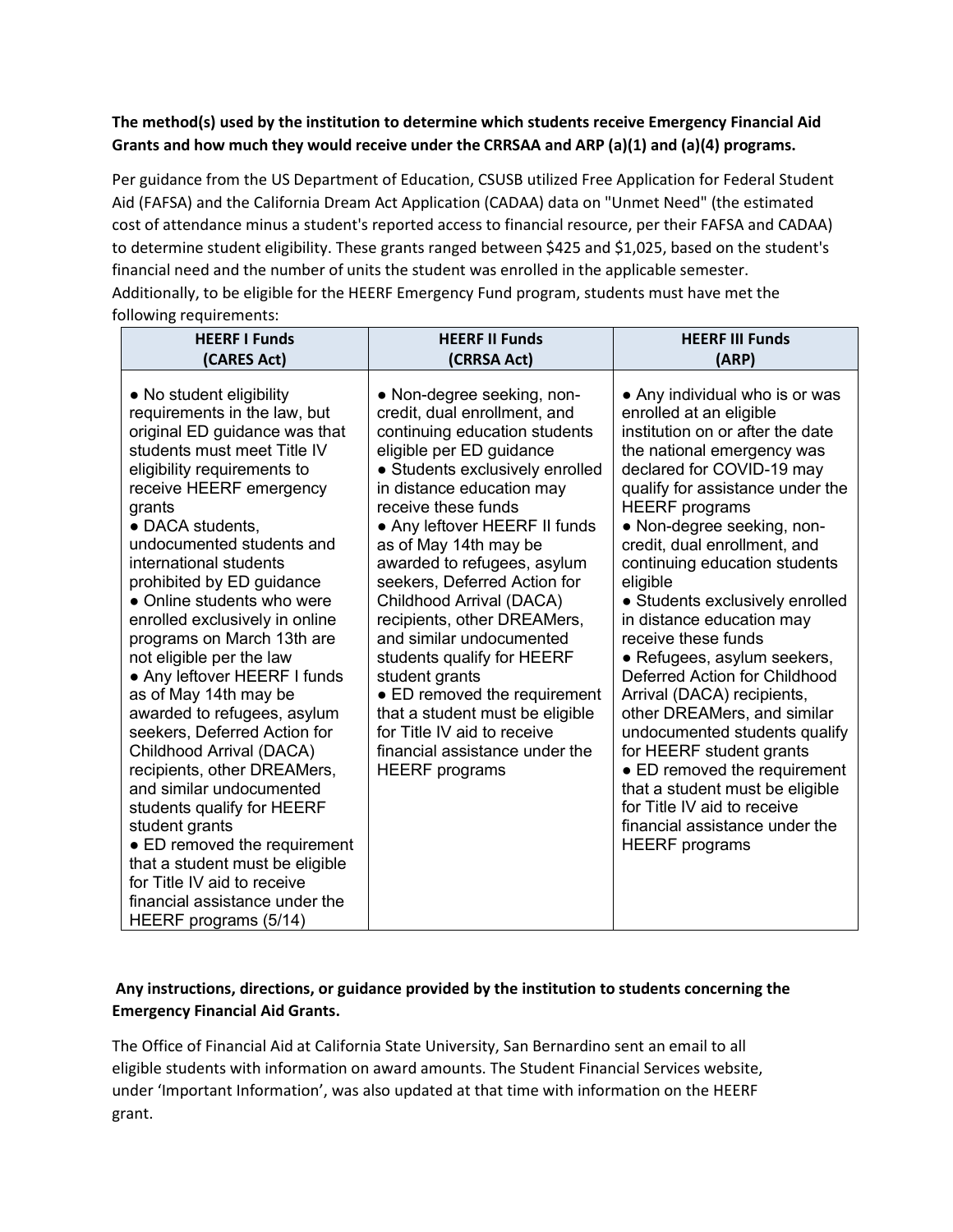**The method(s) used by the institution to determine which students receive Emergency Financial Aid Grants and how much they would receive under the CRRSAA and ARP (a)(1) and (a)(4) programs.**

Per guidance from the US Department of Education, CSUSB utilized Free Application for Federal Student Aid (FAFSA) and the California Dream Act Application (CADAA) data on "Unmet Need" (the estimated cost of attendance minus a student's reported access to financial resource, per their FAFSA and CADAA) to determine student eligibility. These grants ranged between $425 and $1,025, based on the student's financial need and the number of units the student was enrolled in the applicable semester. Additionally, to be eligible for the HEERF Emergency Fund program, students must have met the following requirements:

| HEERF I Funds (CARES Act) | HEERF II Funds (CRRSA Act) | HEERF III Funds (ARP) |
| --- | --- | --- |
| ● No student eligibility requirements in the law, but original ED guidance was that students must meet Title IV eligibility requirements to receive HEERF emergency grants<br>● DACA students, undocumented students and international students prohibited by ED guidance<br>● Online students who were enrolled exclusively in online programs on March 13th are not eligible per the law<br>● Any leftover HEERF I funds as of May 14th may be awarded to refugees, asylum seekers, Deferred Action for Childhood Arrival (DACA) recipients, other DREAMers, and similar undocumented students qualify for HEERF student grants<br>● ED removed the requirement that a student must be eligible for Title IV aid to receive financial assistance under the HEERF programs (5/14) | ● Non-degree seeking, non-credit, dual enrollment, and continuing education students eligible per ED guidance<br>● Students exclusively enrolled in distance education may receive these funds<br>● Any leftover HEERF II funds as of May 14th may be awarded to refugees, asylum seekers, Deferred Action for Childhood Arrival (DACA) recipients, other DREAMers, and similar undocumented students qualify for HEERF student grants<br>● ED removed the requirement that a student must be eligible for Title IV aid to receive financial assistance under the HEERF programs | ● Any individual who is or was enrolled at an eligible institution on or after the date the national emergency was declared for COVID-19 may qualify for assistance under the HEERF programs<br>● Non-degree seeking, non-credit, dual enrollment, and continuing education students eligible<br>● Students exclusively enrolled in distance education may receive these funds<br>● Refugees, asylum seekers, Deferred Action for Childhood Arrival (DACA) recipients, other DREAMers, and similar undocumented students qualify for HEERF student grants<br>● ED removed the requirement that a student must be eligible for Title IV aid to receive financial assistance under the HEERF programs |

**Any instructions, directions, or guidance provided by the institution to students concerning the Emergency Financial Aid Grants.**

The Office of Financial Aid at California State University, San Bernardino sent an email to all eligible students with information on award amounts. The Student Financial Services website, under 'Important Information', was also updated at that time with information on the HEERF grant.